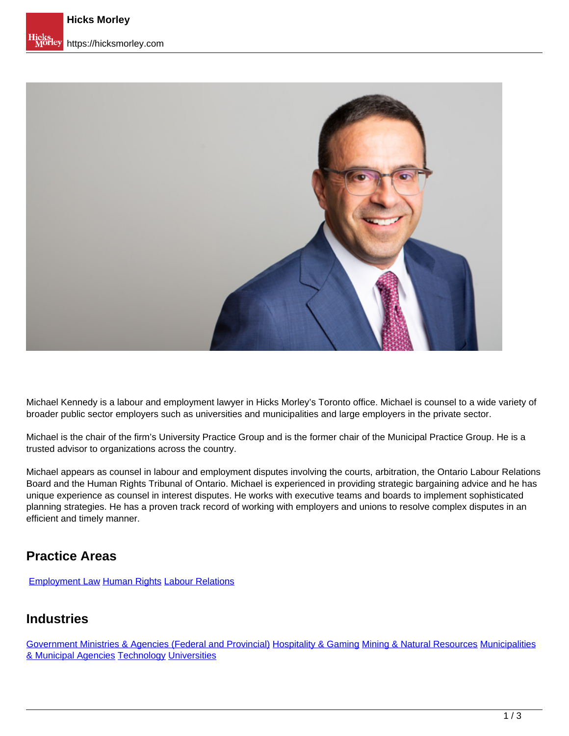Michael Kennedy is a labour and employment lawyer in Hicks Morley's Toronto office. Michael is counsel to a wide variety of broader public sector employers such as universities and municipalities and large employers in the private sector.

Michael is the chair of the firm's University Practice Group and is the former chair of the Municipal Practice Group. He is a trusted advisor to organizations across the country.

Michael appears as counsel in labour and employment disputes involving the courts, arbitration, the Ontario Labour Relations Board and the Human Rights Tribunal of Ontario. Michael is experienced in providing strategic bargaining advice and he has unique experience as counsel in interest disputes. He works with executive teams and boards to implement sophisticated planning strategies. He has a proven track record of working with employers and unions to resolve complex disputes in an efficient and timely manner.

## Practice Areas

Employment Law Human Rights Labour Relations

## Industries

Government Ministries & Agencies (Federal and Provincial) Hospitality & Gaming Mining & Natural Resources Municipalities & Municipal Agencies Technology Universities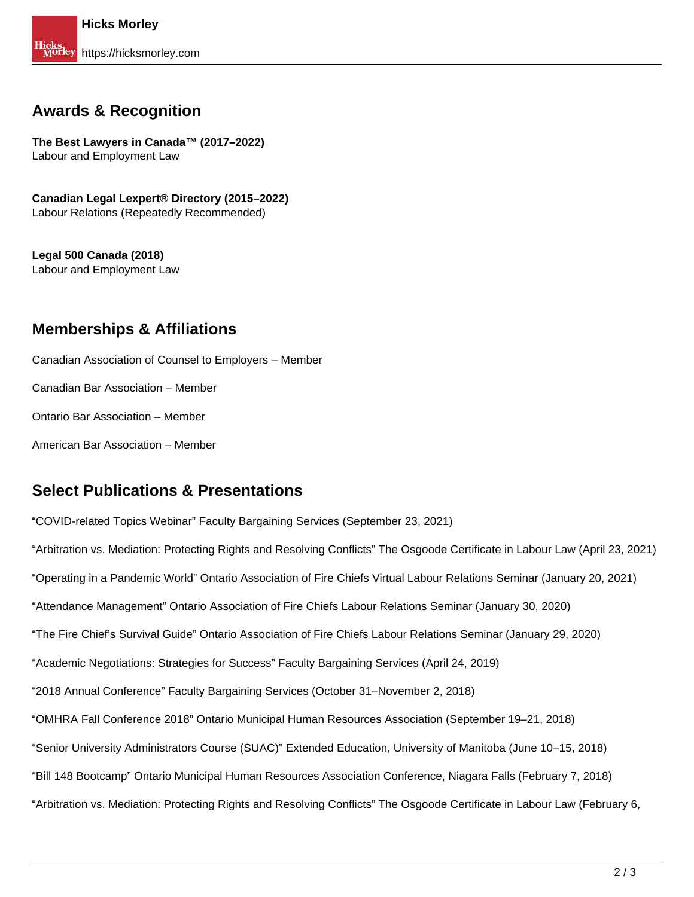## Awards & Recognition

**The Best Lawyers in Canada™ (2017–2022)**
Labour and Employment Law

**Canadian Legal Lexpert® Directory (2015–2022)**
Labour Relations (Repeatedly Recommended)

**Legal 500 Canada (2018)**
Labour and Employment Law

## Memberships & Affiliations

Canadian Association of Counsel to Employers – Member

Canadian Bar Association – Member

Ontario Bar Association – Member

American Bar Association – Member

## Select Publications & Presentations

“COVID-related Topics Webinar” Faculty Bargaining Services (September 23, 2021)

“Arbitration vs. Mediation: Protecting Rights and Resolving Conflicts” The Osgoode Certificate in Labour Law (April 23, 2021)

“Operating in a Pandemic World” Ontario Association of Fire Chiefs Virtual Labour Relations Seminar (January 20, 2021)

“Attendance Management” Ontario Association of Fire Chiefs Labour Relations Seminar (January 30, 2020)

“The Fire Chief’s Survival Guide” Ontario Association of Fire Chiefs Labour Relations Seminar (January 29, 2020)

“Academic Negotiations: Strategies for Success” Faculty Bargaining Services (April 24, 2019)

“2018 Annual Conference” Faculty Bargaining Services (October 31–November 2, 2018)

“OMHRA Fall Conference 2018” Ontario Municipal Human Resources Association (September 19–21, 2018)

“Senior University Administrators Course (SUAC)” Extended Education, University of Manitoba (June 10–15, 2018)

“Bill 148 Bootcamp” Ontario Municipal Human Resources Association Conference, Niagara Falls (February 7, 2018)

“Arbitration vs. Mediation: Protecting Rights and Resolving Conflicts” The Osgoode Certificate in Labour Law (February 6,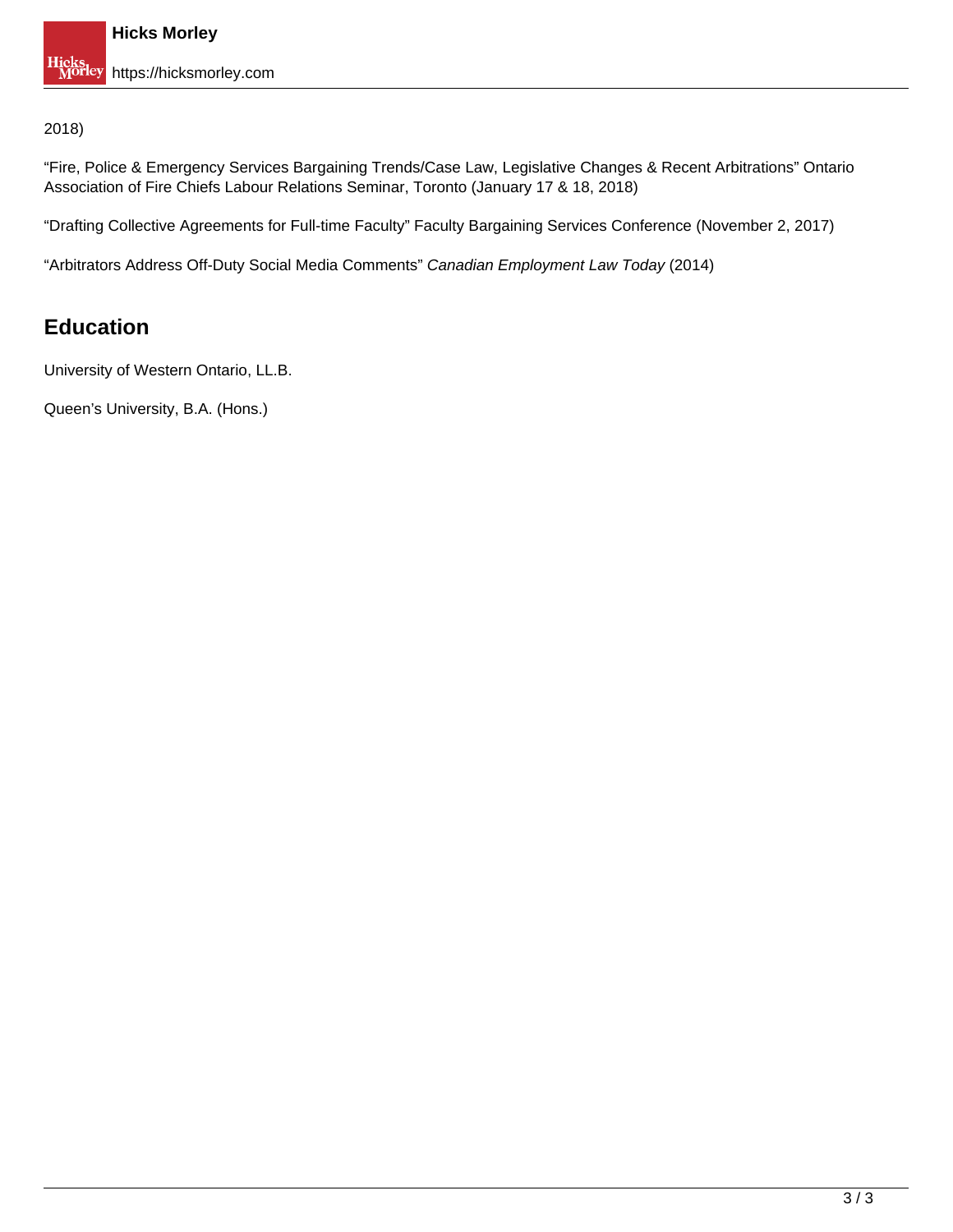2018)

“Fire, Police & Emergency Services Bargaining Trends/Case Law, Legislative Changes & Recent Arbitrations” Ontario Association of Fire Chiefs Labour Relations Seminar, Toronto (January 17 & 18, 2018)

“Drafting Collective Agreements for Full-time Faculty” Faculty Bargaining Services Conference (November 2, 2017)

“Arbitrators Address Off-Duty Social Media Comments” *Canadian Employment Law Today* (2014)

## Education

University of Western Ontario, LL.B.

Queen’s University, B.A. (Hons.)